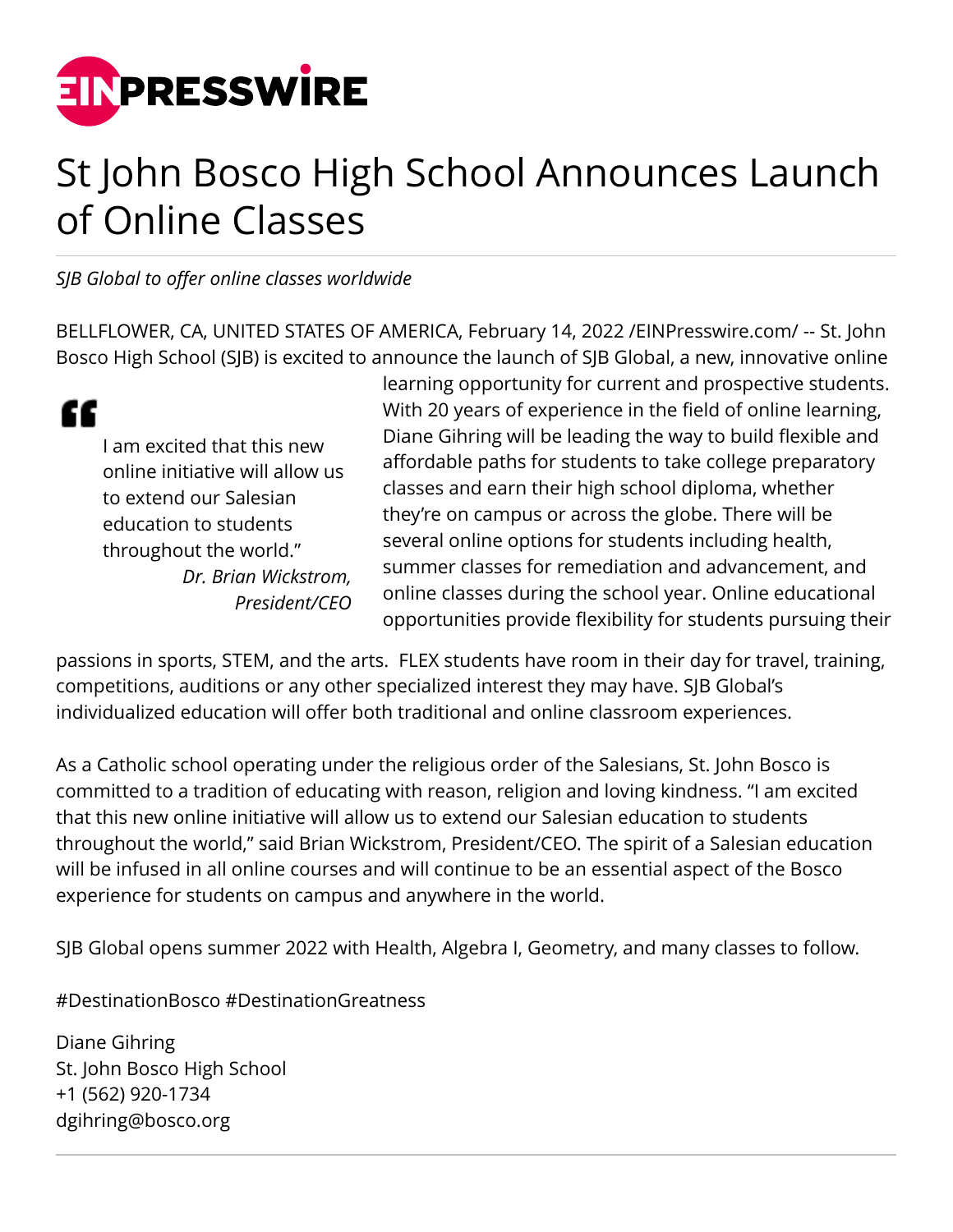# St John Bosco High School Announces Launch of Online Classes

*SJB Global to offer online classes worldwide*

BELLFLOWER, CA, UNITED STATES OF AMERICA, February 14, 2022 /EINPresswire.com/ -- St. John Bosco High School (SJB) is excited to announce the launch of SJB Global, a new, innovative online learning opportunity for current and prospective students. With 20 years of experience in the field of online learning, Diane Gihring will be leading the way to build flexible and affordable paths for students to take college preparatory classes and earn their high school diploma, whether they're on campus or across the globe. There will be several online options for students including health, summer classes for remediation and advancement, and online classes during the school year. Online educational opportunities provide flexibility for students pursuing their passions in sports, STEM, and the arts. FLEX students have room in their day for travel, training, competitions, auditions or any other specialized interest they may have. SJB Global's individualized education will offer both traditional and online classroom experiences.

> I am excited that this new online initiative will allow us to extend our Salesian education to students throughout the world."
>
> *Dr. Brian Wickstrom, President/CEO*

As a Catholic school operating under the religious order of the Salesians, St. John Bosco is committed to a tradition of educating with reason, religion and loving kindness. "I am excited that this new online initiative will allow us to extend our Salesian education to students throughout the world," said Brian Wickstrom, President/CEO. The spirit of a Salesian education will be infused in all online courses and will continue to be an essential aspect of the Bosco experience for students on campus and anywhere in the world.

SJB Global opens summer 2022 with Health, Algebra I, Geometry, and many classes to follow.

#DestinationBosco #DestinationGreatness

Diane Gihring
St. John Bosco High School
+1 (562) 920-1734
dgihring@bosco.org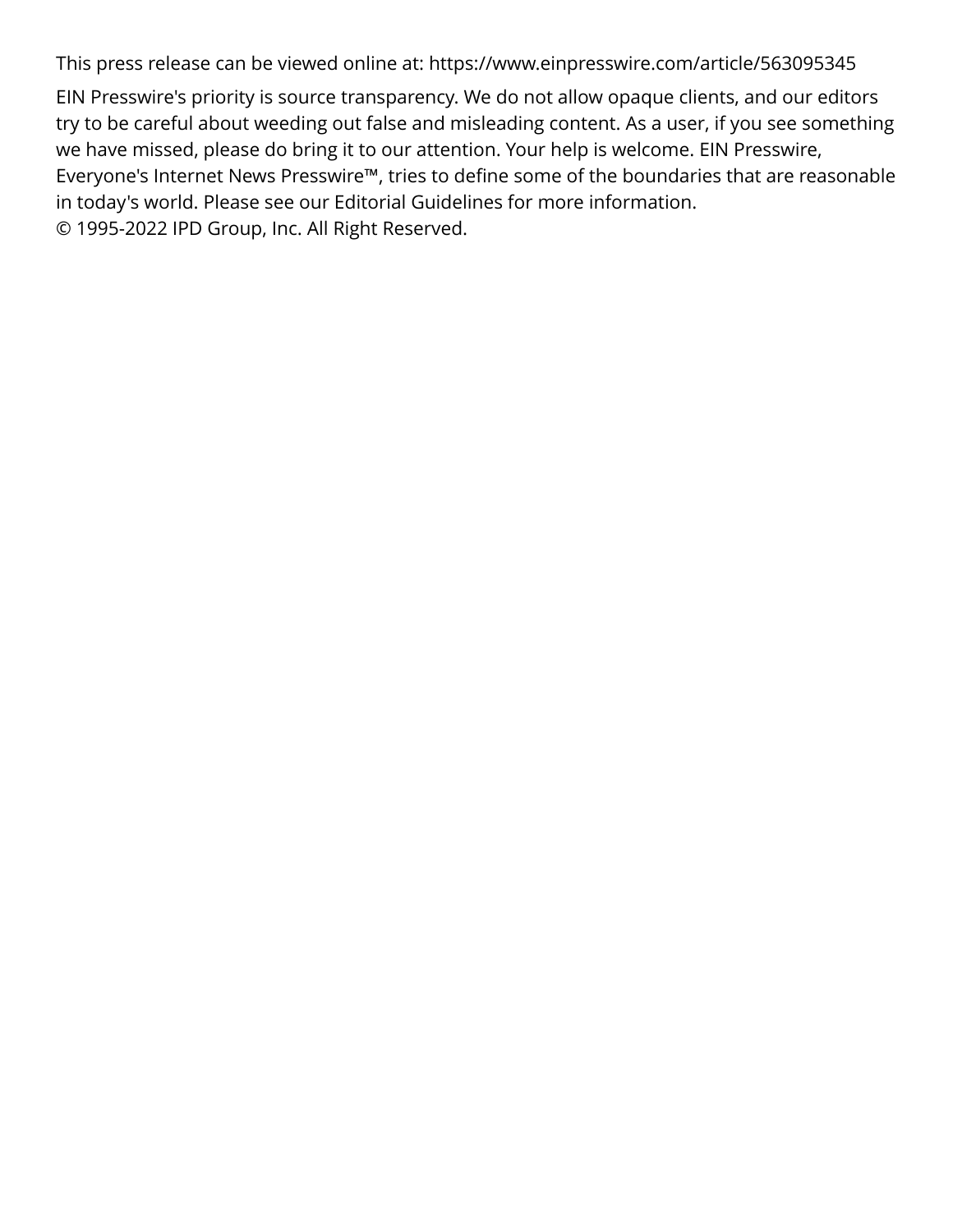This press release can be viewed online at: https://www.einpresswire.com/article/563095345

EIN Presswire's priority is source transparency. We do not allow opaque clients, and our editors try to be careful about weeding out false and misleading content. As a user, if you see something we have missed, please do bring it to our attention. Your help is welcome. EIN Presswire, Everyone's Internet News Presswire™, tries to define some of the boundaries that are reasonable in today's world. Please see our Editorial Guidelines for more information.
© 1995-2022 IPD Group, Inc. All Right Reserved.